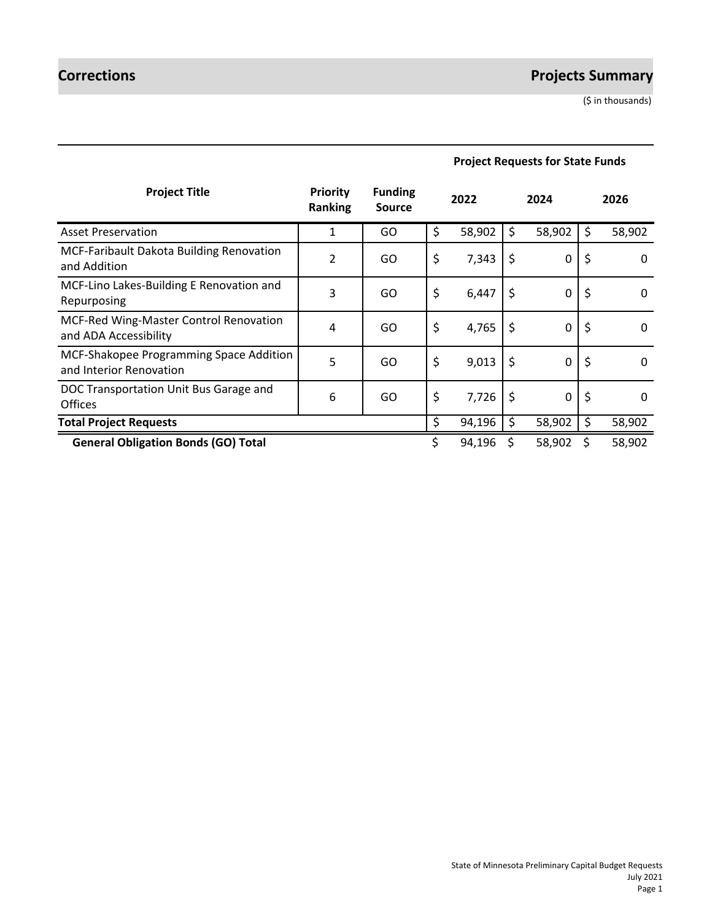# Corrections

## Projects Summary

($ in thousands)

| Project Title | Priority Ranking | Funding Source | Project Requests for State Funds | | |
|---|---|---|---|---|---|
| | | | 2022 | 2024 | 2026 |
| Asset Preservation | 1 | GO | $ 58,902 | $ 58,902 | $ 58,902 |
| MCF-Faribault Dakota Building Renovation and Addition | 2 | GO | $ 7,343 | $ 0 | $ 0 |
| MCF-Lino Lakes-Building E Renovation and Repurposing | 3 | GO | $ 6,447 | $ 0 | $ 0 |
| MCF-Red Wing-Master Control Renovation and ADA Accessibility | 4 | GO | $ 4,765 | $ 0 | $ 0 |
| MCF-Shakopee Programming Space Addition and Interior Renovation | 5 | GO | $ 9,013 | $ 0 | $ 0 |
| DOC Transportation Unit Bus Garage and Offices | 6 | GO | $ 7,726 | $ 0 | $ 0 |
| **Total Project Requests** | | | $ 94,196 | $ 58,902 | $ 58,902 |
| **General Obligation Bonds (GO) Total** | | | $ 94,196 | $ 58,902 | $ 58,902 |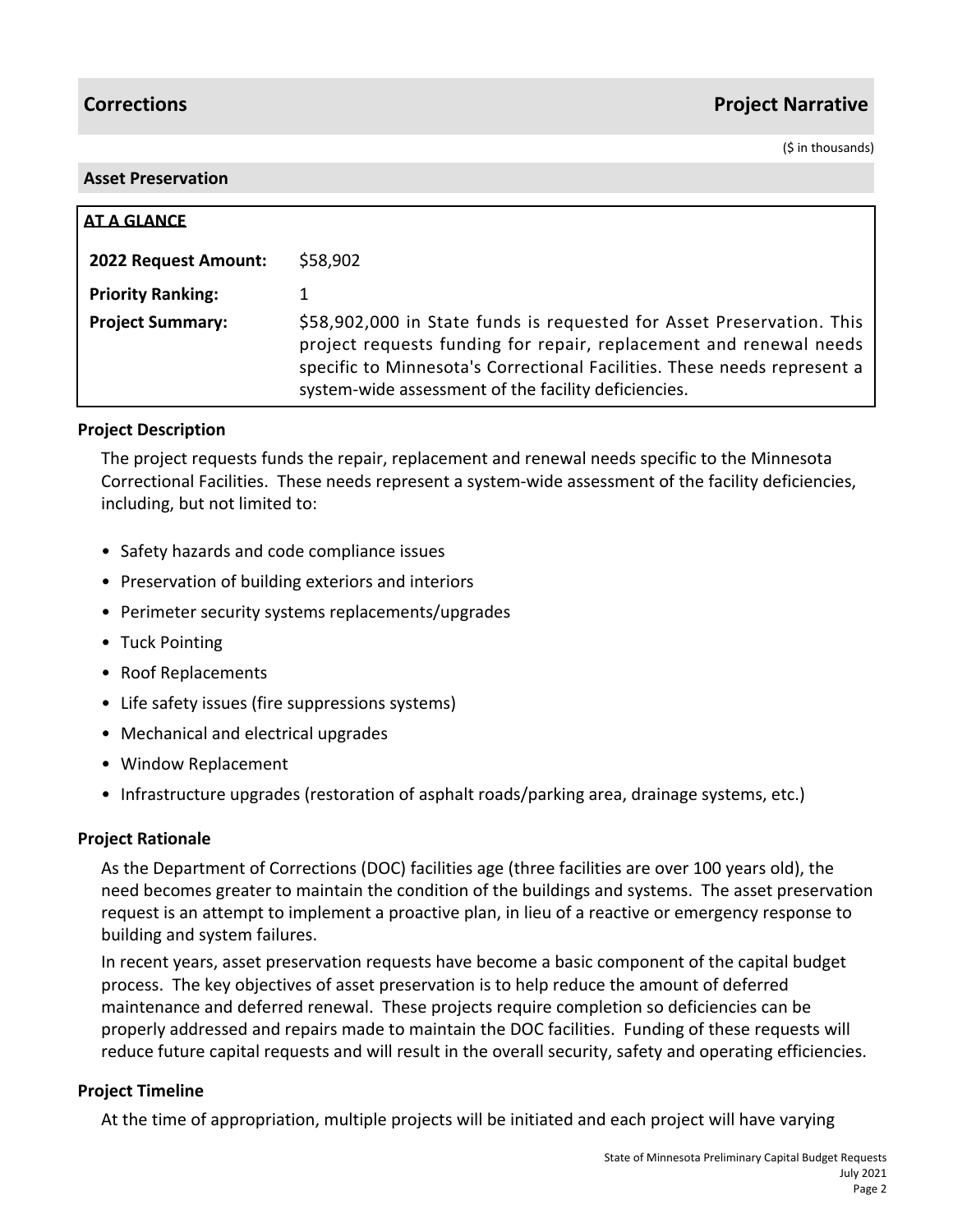## Corrections — Project Narrative

($ in thousands)

### Asset Preservation

**AT A GLANCE**

| | |
|---|---|
| **2022 Request Amount:** | $58,902 |
| **Priority Ranking:** | 1 |
| **Project Summary:** | $58,902,000 in State funds is requested for Asset Preservation. This project requests funding for repair, replacement and renewal needs specific to Minnesota's Correctional Facilities. These needs represent a system-wide assessment of the facility deficiencies. |

### Project Description

The project requests funds the repair, replacement and renewal needs specific to the Minnesota Correctional Facilities. These needs represent a system-wide assessment of the facility deficiencies, including, but not limited to:

- Safety hazards and code compliance issues
- Preservation of building exteriors and interiors
- Perimeter security systems replacements/upgrades
- Tuck Pointing
- Roof Replacements
- Life safety issues (fire suppressions systems)
- Mechanical and electrical upgrades
- Window Replacement
- Infrastructure upgrades (restoration of asphalt roads/parking area, drainage systems, etc.)

### Project Rationale

As the Department of Corrections (DOC) facilities age (three facilities are over 100 years old), the need becomes greater to maintain the condition of the buildings and systems. The asset preservation request is an attempt to implement a proactive plan, in lieu of a reactive or emergency response to building and system failures.

In recent years, asset preservation requests have become a basic component of the capital budget process. The key objectives of asset preservation is to help reduce the amount of deferred maintenance and deferred renewal. These projects require completion so deficiencies can be properly addressed and repairs made to maintain the DOC facilities. Funding of these requests will reduce future capital requests and will result in the overall security, safety and operating efficiencies.

### Project Timeline

At the time of appropriation, multiple projects will be initiated and each project will have varying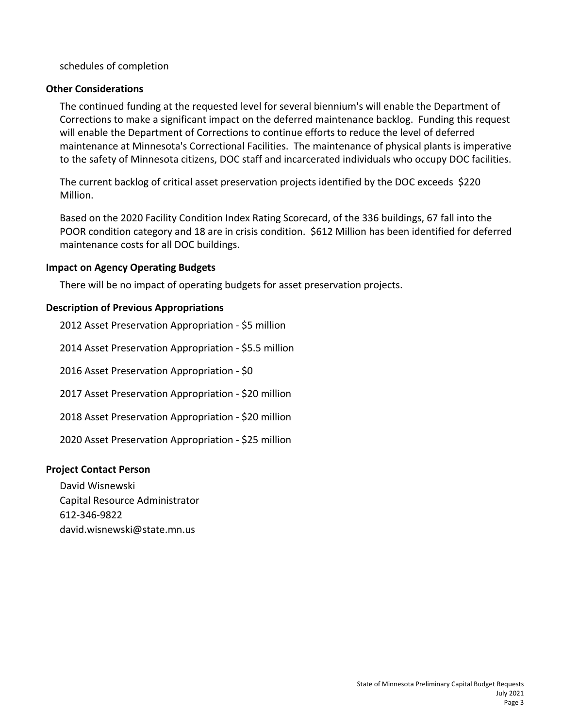schedules of completion

**Other Considerations**

The continued funding at the requested level for several biennium's will enable the Department of Corrections to make a significant impact on the deferred maintenance backlog. Funding this request will enable the Department of Corrections to continue efforts to reduce the level of deferred maintenance at Minnesota's Correctional Facilities. The maintenance of physical plants is imperative to the safety of Minnesota citizens, DOC staff and incarcerated individuals who occupy DOC facilities.

The current backlog of critical asset preservation projects identified by the DOC exceeds $220 Million.

Based on the 2020 Facility Condition Index Rating Scorecard, of the 336 buildings, 67 fall into the POOR condition category and 18 are in crisis condition. $612 Million has been identified for deferred maintenance costs for all DOC buildings.

**Impact on Agency Operating Budgets**

There will be no impact of operating budgets for asset preservation projects.

**Description of Previous Appropriations**

2012 Asset Preservation Appropriation - $5 million

2014 Asset Preservation Appropriation - $5.5 million

2016 Asset Preservation Appropriation - $0

2017 Asset Preservation Appropriation - $20 million

2018 Asset Preservation Appropriation - $20 million

2020 Asset Preservation Appropriation - $25 million

**Project Contact Person**

David Wisnewski
Capital Resource Administrator
612-346-9822
david.wisnewski@state.mn.us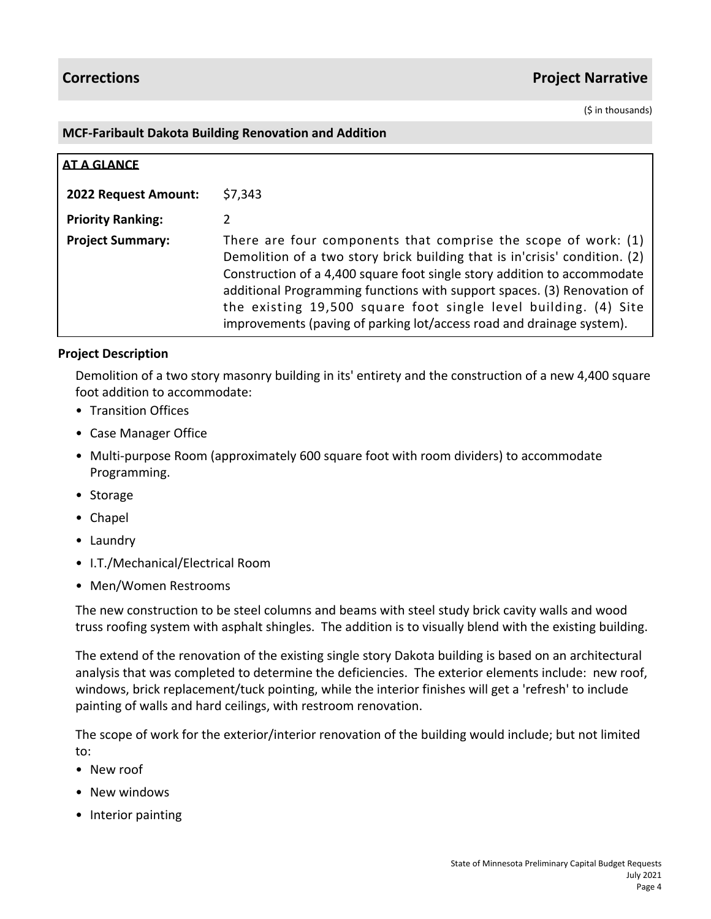## Corrections — Project Narrative

($ in thousands)

### MCF-Faribault Dakota Building Renovation and Addition

**AT A GLANCE**

| | |
|---|---|
| **2022 Request Amount:** | $7,343 |
| **Priority Ranking:** | 2 |
| **Project Summary:** | There are four components that comprise the scope of work: (1) Demolition of a two story brick building that is in'crisis' condition. (2) Construction of a 4,400 square foot single story addition to accommodate additional Programming functions with support spaces. (3) Renovation of the existing 19,500 square foot single level building. (4) Site improvements (paving of parking lot/access road and drainage system). |

**Project Description**

Demolition of a two story masonry building in its' entirety and the construction of a new 4,400 square foot addition to accommodate:

- Transition Offices
- Case Manager Office
- Multi-purpose Room (approximately 600 square foot with room dividers) to accommodate Programming.
- Storage
- Chapel
- Laundry
- I.T./Mechanical/Electrical Room
- Men/Women Restrooms

The new construction to be steel columns and beams with steel study brick cavity walls and wood truss roofing system with asphalt shingles. The addition is to visually blend with the existing building.

The extend of the renovation of the existing single story Dakota building is based on an architectural analysis that was completed to determine the deficiencies. The exterior elements include: new roof, windows, brick replacement/tuck pointing, while the interior finishes will get a 'refresh' to include painting of walls and hard ceilings, with restroom renovation.

The scope of work for the exterior/interior renovation of the building would include; but not limited to:

- New roof
- New windows
- Interior painting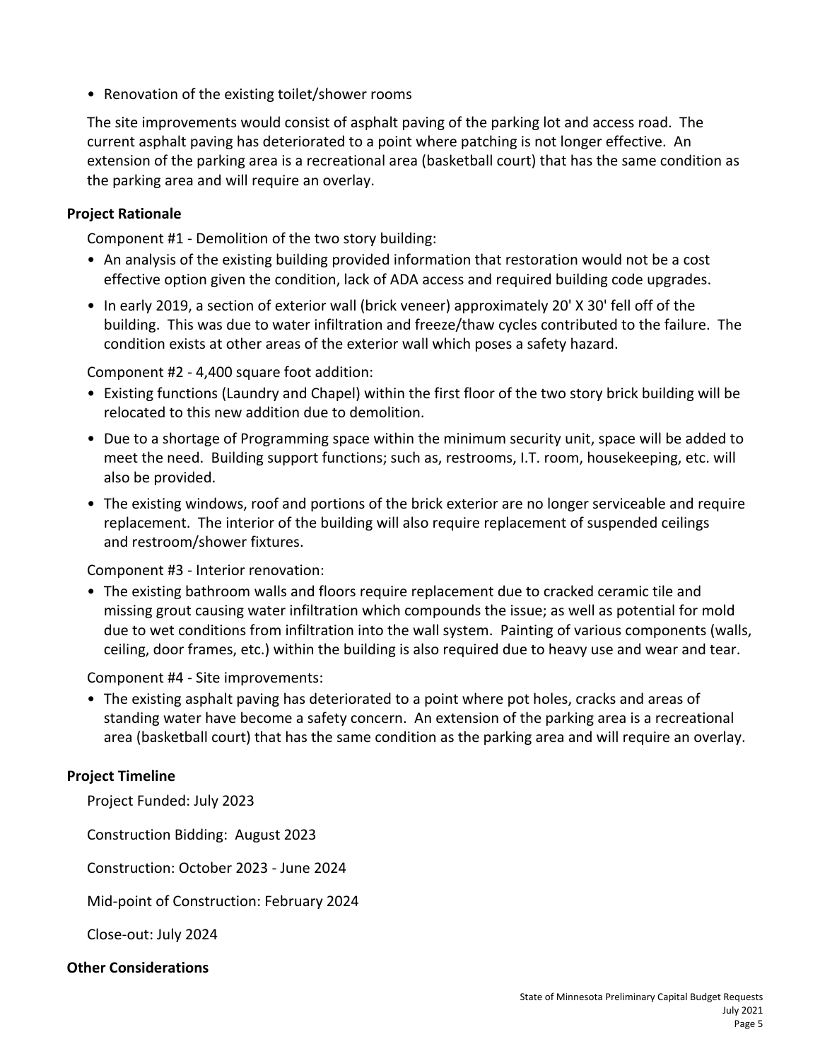- Renovation of the existing toilet/shower rooms

The site improvements would consist of asphalt paving of the parking lot and access road. The current asphalt paving has deteriorated to a point where patching is not longer effective. An extension of the parking area is a recreational area (basketball court) that has the same condition as the parking area and will require an overlay.

### Project Rationale

Component #1 - Demolition of the two story building:

- An analysis of the existing building provided information that restoration would not be a cost effective option given the condition, lack of ADA access and required building code upgrades.
- In early 2019, a section of exterior wall (brick veneer) approximately 20' X 30' fell off of the building. This was due to water infiltration and freeze/thaw cycles contributed to the failure. The condition exists at other areas of the exterior wall which poses a safety hazard.

Component #2 - 4,400 square foot addition:

- Existing functions (Laundry and Chapel) within the first floor of the two story brick building will be relocated to this new addition due to demolition.
- Due to a shortage of Programming space within the minimum security unit, space will be added to meet the need. Building support functions; such as, restrooms, I.T. room, housekeeping, etc. will also be provided.
- The existing windows, roof and portions of the brick exterior are no longer serviceable and require replacement. The interior of the building will also require replacement of suspended ceilings and restroom/shower fixtures.

Component #3 - Interior renovation:

- The existing bathroom walls and floors require replacement due to cracked ceramic tile and missing grout causing water infiltration which compounds the issue; as well as potential for mold due to wet conditions from infiltration into the wall system. Painting of various components (walls, ceiling, door frames, etc.) within the building is also required due to heavy use and wear and tear.

Component #4 - Site improvements:

- The existing asphalt paving has deteriorated to a point where pot holes, cracks and areas of standing water have become a safety concern. An extension of the parking area is a recreational area (basketball court) that has the same condition as the parking area and will require an overlay.

### Project Timeline

Project Funded: July 2023

Construction Bidding: August 2023

Construction: October 2023 - June 2024

Mid-point of Construction: February 2024

Close-out: July 2024

### Other Considerations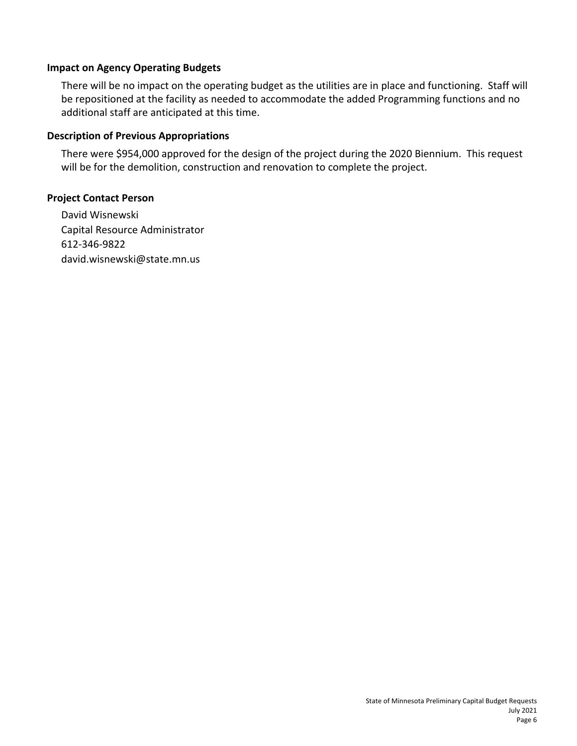### Impact on Agency Operating Budgets

There will be no impact on the operating budget as the utilities are in place and functioning. Staff will be repositioned at the facility as needed to accommodate the added Programming functions and no additional staff are anticipated at this time.

### Description of Previous Appropriations

There were $954,000 approved for the design of the project during the 2020 Biennium. This request will be for the demolition, construction and renovation to complete the project.

### Project Contact Person

David Wisnewski
Capital Resource Administrator
612-346-9822
david.wisnewski@state.mn.us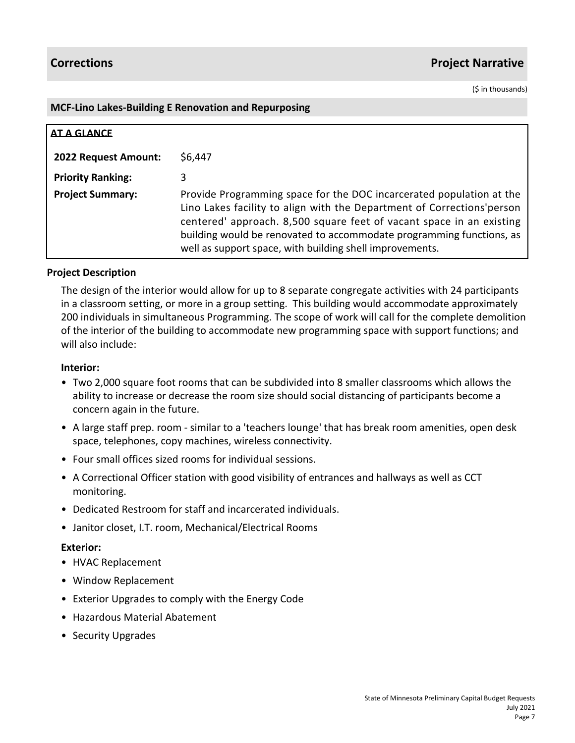## Corrections | Project Narrative

($ in thousands)

### MCF-Lino Lakes-Building E Renovation and Repurposing

**AT A GLANCE**

| | |
|---|---|
| **2022 Request Amount:** | $6,447 |
| **Priority Ranking:** | 3 |
| **Project Summary:** | Provide Programming space for the DOC incarcerated population at the Lino Lakes facility to align with the Department of Corrections'person centered' approach. 8,500 square feet of vacant space in an existing building would be renovated to accommodate programming functions, as well as support space, with building shell improvements. |

**Project Description**

The design of the interior would allow for up to 8 separate congregate activities with 24 participants in a classroom setting, or more in a group setting. This building would accommodate approximately 200 individuals in simultaneous Programming. The scope of work will call for the complete demolition of the interior of the building to accommodate new programming space with support functions; and will also include:

**Interior:**

- Two 2,000 square foot rooms that can be subdivided into 8 smaller classrooms which allows the ability to increase or decrease the room size should social distancing of participants become a concern again in the future.
- A large staff prep. room - similar to a 'teachers lounge' that has break room amenities, open desk space, telephones, copy machines, wireless connectivity.
- Four small offices sized rooms for individual sessions.
- A Correctional Officer station with good visibility of entrances and hallways as well as CCT monitoring.
- Dedicated Restroom for staff and incarcerated individuals.
- Janitor closet, I.T. room, Mechanical/Electrical Rooms

**Exterior:**

- HVAC Replacement
- Window Replacement
- Exterior Upgrades to comply with the Energy Code
- Hazardous Material Abatement
- Security Upgrades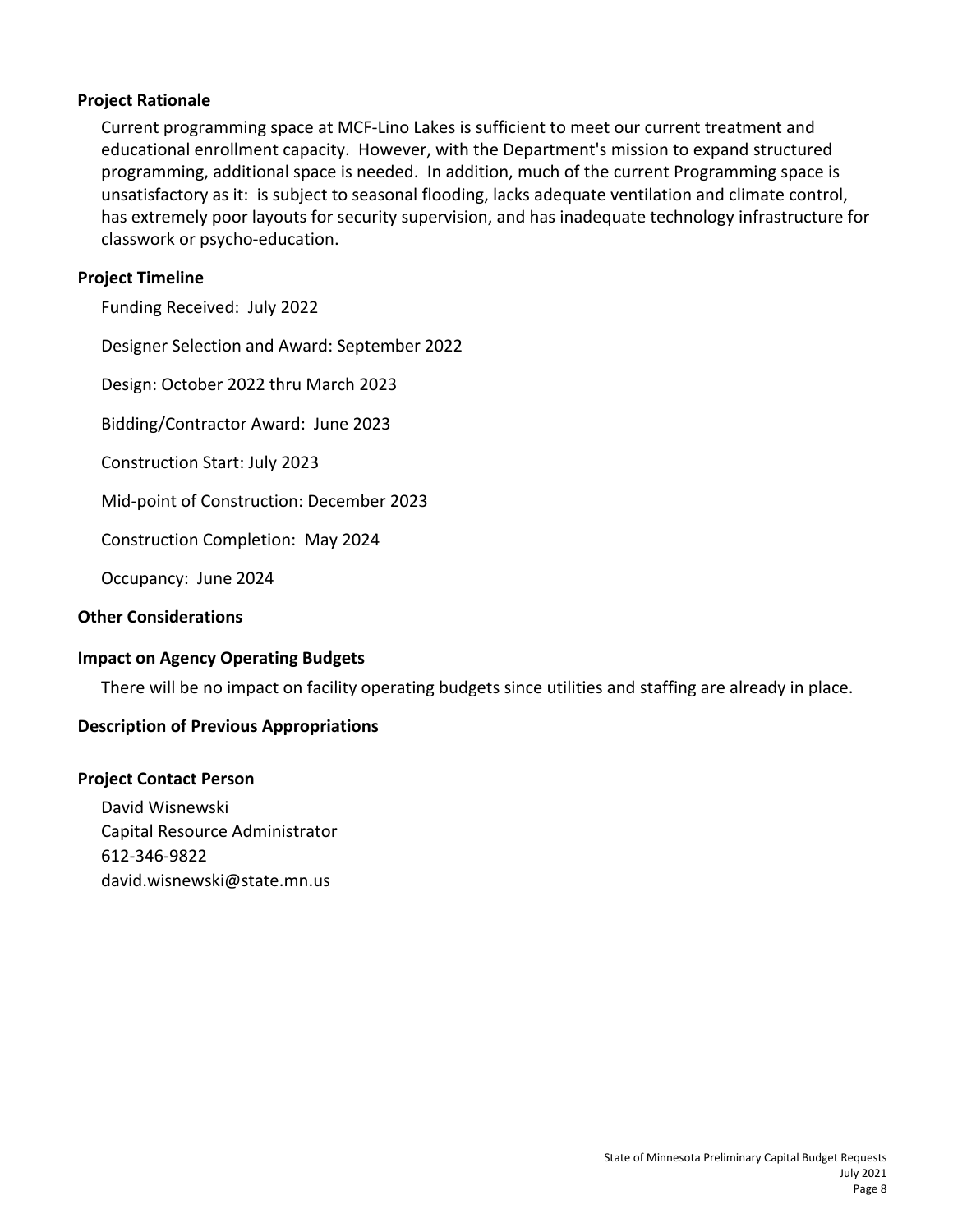### Project Rationale

Current programming space at MCF-Lino Lakes is sufficient to meet our current treatment and educational enrollment capacity. However, with the Department's mission to expand structured programming, additional space is needed. In addition, much of the current Programming space is unsatisfactory as it: is subject to seasonal flooding, lacks adequate ventilation and climate control, has extremely poor layouts for security supervision, and has inadequate technology infrastructure for classwork or psycho-education.

### Project Timeline

Funding Received: July 2022

Designer Selection and Award: September 2022

Design: October 2022 thru March 2023

Bidding/Contractor Award: June 2023

Construction Start: July 2023

Mid-point of Construction: December 2023

Construction Completion: May 2024

Occupancy: June 2024

### Other Considerations

### Impact on Agency Operating Budgets

There will be no impact on facility operating budgets since utilities and staffing are already in place.

### Description of Previous Appropriations

### Project Contact Person

David Wisnewski
Capital Resource Administrator
612-346-9822
david.wisnewski@state.mn.us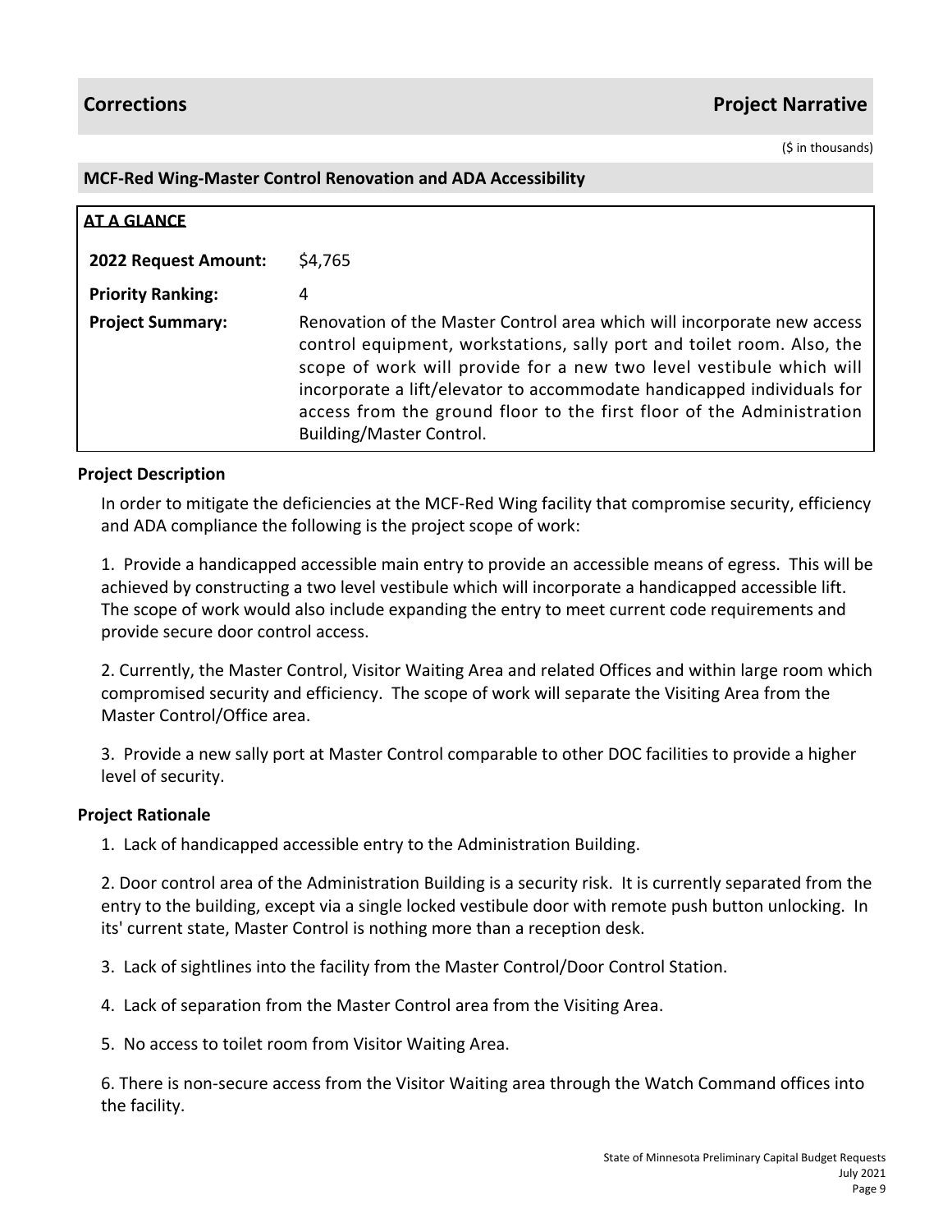## Corrections

## Project Narrative

($ in thousands)

### MCF-Red Wing-Master Control Renovation and ADA Accessibility

| **AT A GLANCE** | |
| --- | --- |
| **2022 Request Amount:** | $4,765 |
| **Priority Ranking:** | 4 |
| **Project Summary:** | Renovation of the Master Control area which will incorporate new access control equipment, workstations, sally port and toilet room. Also, the scope of work will provide for a new two level vestibule which will incorporate a lift/elevator to accommodate handicapped individuals for access from the ground floor to the first floor of the Administration Building/Master Control. |

### Project Description

In order to mitigate the deficiencies at the MCF-Red Wing facility that compromise security, efficiency and ADA compliance the following is the project scope of work:

1. Provide a handicapped accessible main entry to provide an accessible means of egress. This will be achieved by constructing a two level vestibule which will incorporate a handicapped accessible lift. The scope of work would also include expanding the entry to meet current code requirements and provide secure door control access.

2. Currently, the Master Control, Visitor Waiting Area and related Offices and within large room which compromised security and efficiency. The scope of work will separate the Visiting Area from the Master Control/Office area.

3. Provide a new sally port at Master Control comparable to other DOC facilities to provide a higher level of security.

### Project Rationale

1. Lack of handicapped accessible entry to the Administration Building.

2. Door control area of the Administration Building is a security risk. It is currently separated from the entry to the building, except via a single locked vestibule door with remote push button unlocking. In its' current state, Master Control is nothing more than a reception desk.

3. Lack of sightlines into the facility from the Master Control/Door Control Station.

4. Lack of separation from the Master Control area from the Visiting Area.

5. No access to toilet room from Visitor Waiting Area.

6. There is non-secure access from the Visitor Waiting area through the Watch Command offices into the facility.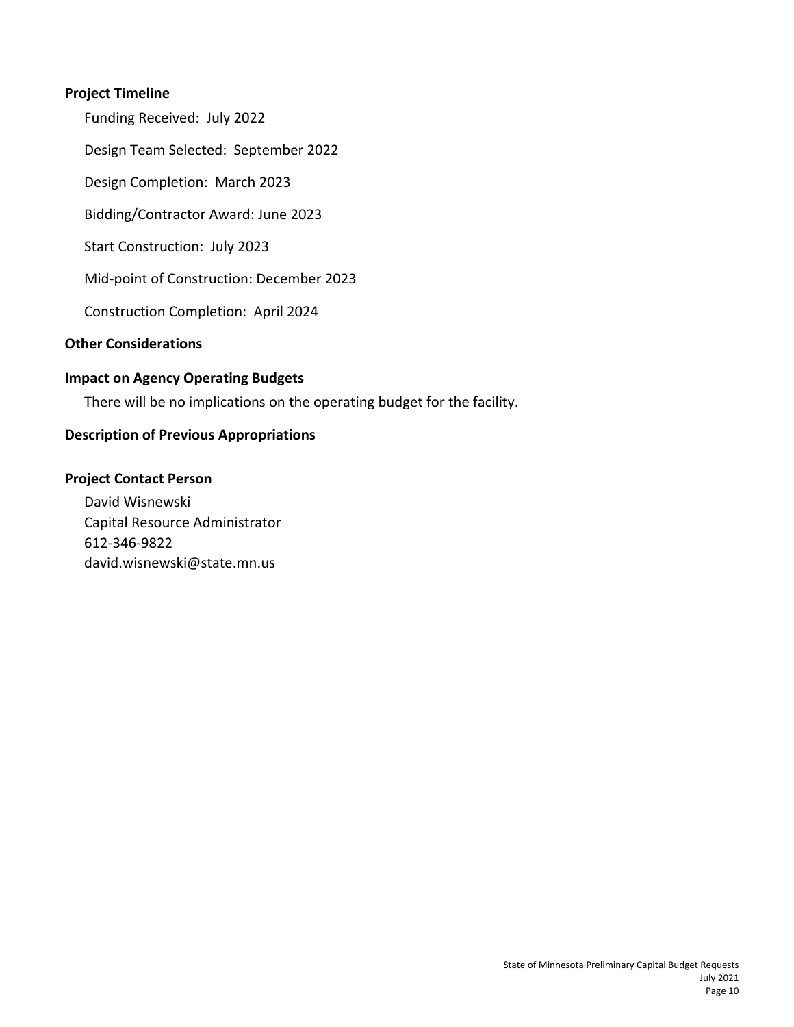### Project Timeline

Funding Received: July 2022

Design Team Selected: September 2022

Design Completion: March 2023

Bidding/Contractor Award: June 2023

Start Construction: July 2023

Mid-point of Construction: December 2023

Construction Completion: April 2024

### Other Considerations

### Impact on Agency Operating Budgets

There will be no implications on the operating budget for the facility.

### Description of Previous Appropriations

### Project Contact Person

David Wisnewski
Capital Resource Administrator
612-346-9822
david.wisnewski@state.mn.us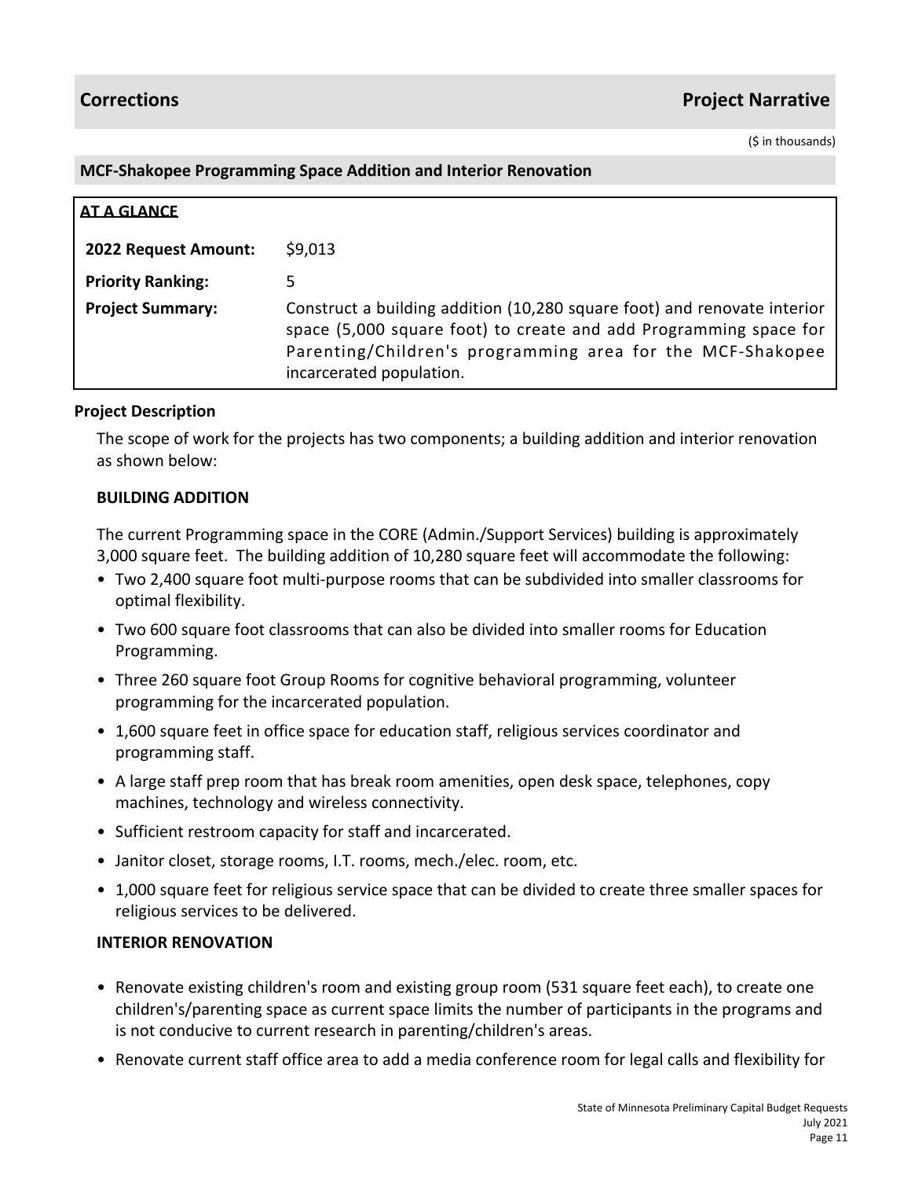## Corrections — Project Narrative

($ in thousands)

### MCF-Shakopee Programming Space Addition and Interior Renovation

**AT A GLANCE**

| | |
|---|---|
| **2022 Request Amount:** | $9,013 |
| **Priority Ranking:** | 5 |
| **Project Summary:** | Construct a building addition (10,280 square foot) and renovate interior space (5,000 square foot) to create and add Programming space for Parenting/Children's programming area for the MCF-Shakopee incarcerated population. |

**Project Description**

The scope of work for the projects has two components; a building addition and interior renovation as shown below:

**BUILDING ADDITION**

The current Programming space in the CORE (Admin./Support Services) building is approximately 3,000 square feet. The building addition of 10,280 square feet will accommodate the following:

- Two 2,400 square foot multi-purpose rooms that can be subdivided into smaller classrooms for optimal flexibility.
- Two 600 square foot classrooms that can also be divided into smaller rooms for Education Programming.
- Three 260 square foot Group Rooms for cognitive behavioral programming, volunteer programming for the incarcerated population.
- 1,600 square feet in office space for education staff, religious services coordinator and programming staff.
- A large staff prep room that has break room amenities, open desk space, telephones, copy machines, technology and wireless connectivity.
- Sufficient restroom capacity for staff and incarcerated.
- Janitor closet, storage rooms, I.T. rooms, mech./elec. room, etc.
- 1,000 square feet for religious service space that can be divided to create three smaller spaces for religious services to be delivered.

**INTERIOR RENOVATION**

- Renovate existing children's room and existing group room (531 square feet each), to create one children's/parenting space as current space limits the number of participants in the programs and is not conducive to current research in parenting/children's areas.
- Renovate current staff office area to add a media conference room for legal calls and flexibility for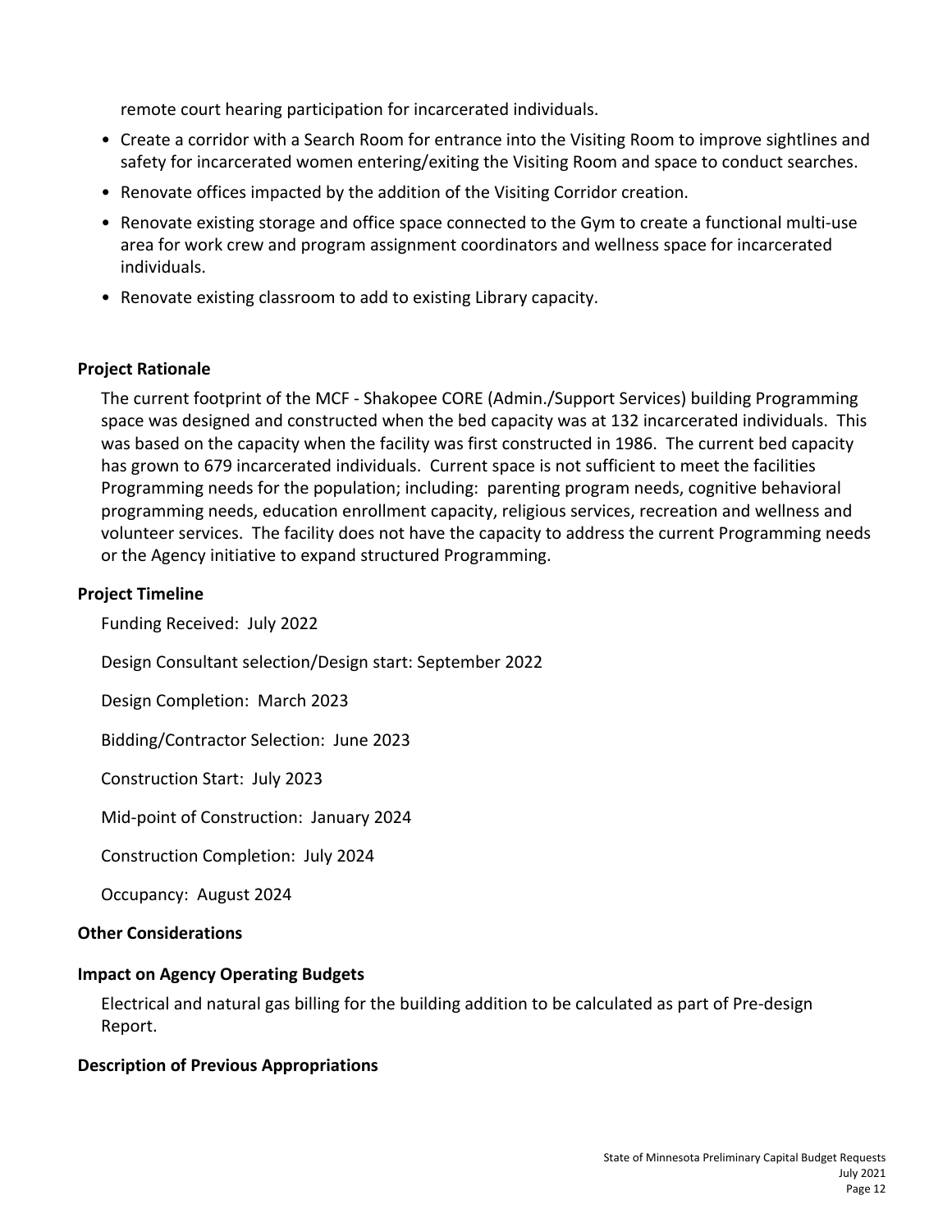remote court hearing participation for incarcerated individuals.

- Create a corridor with a Search Room for entrance into the Visiting Room to improve sightlines and safety for incarcerated women entering/exiting the Visiting Room and space to conduct searches.
- Renovate offices impacted by the addition of the Visiting Corridor creation.
- Renovate existing storage and office space connected to the Gym to create a functional multi-use area for work crew and program assignment coordinators and wellness space for incarcerated individuals.
- Renovate existing classroom to add to existing Library capacity.

**Project Rationale**

The current footprint of the MCF - Shakopee CORE (Admin./Support Services) building Programming space was designed and constructed when the bed capacity was at 132 incarcerated individuals. This was based on the capacity when the facility was first constructed in 1986. The current bed capacity has grown to 679 incarcerated individuals. Current space is not sufficient to meet the facilities Programming needs for the population; including: parenting program needs, cognitive behavioral programming needs, education enrollment capacity, religious services, recreation and wellness and volunteer services. The facility does not have the capacity to address the current Programming needs or the Agency initiative to expand structured Programming.

**Project Timeline**

Funding Received: July 2022

Design Consultant selection/Design start: September 2022

Design Completion: March 2023

Bidding/Contractor Selection: June 2023

Construction Start: July 2023

Mid-point of Construction: January 2024

Construction Completion: July 2024

Occupancy: August 2024

**Other Considerations**

**Impact on Agency Operating Budgets**

Electrical and natural gas billing for the building addition to be calculated as part of Pre-design Report.

**Description of Previous Appropriations**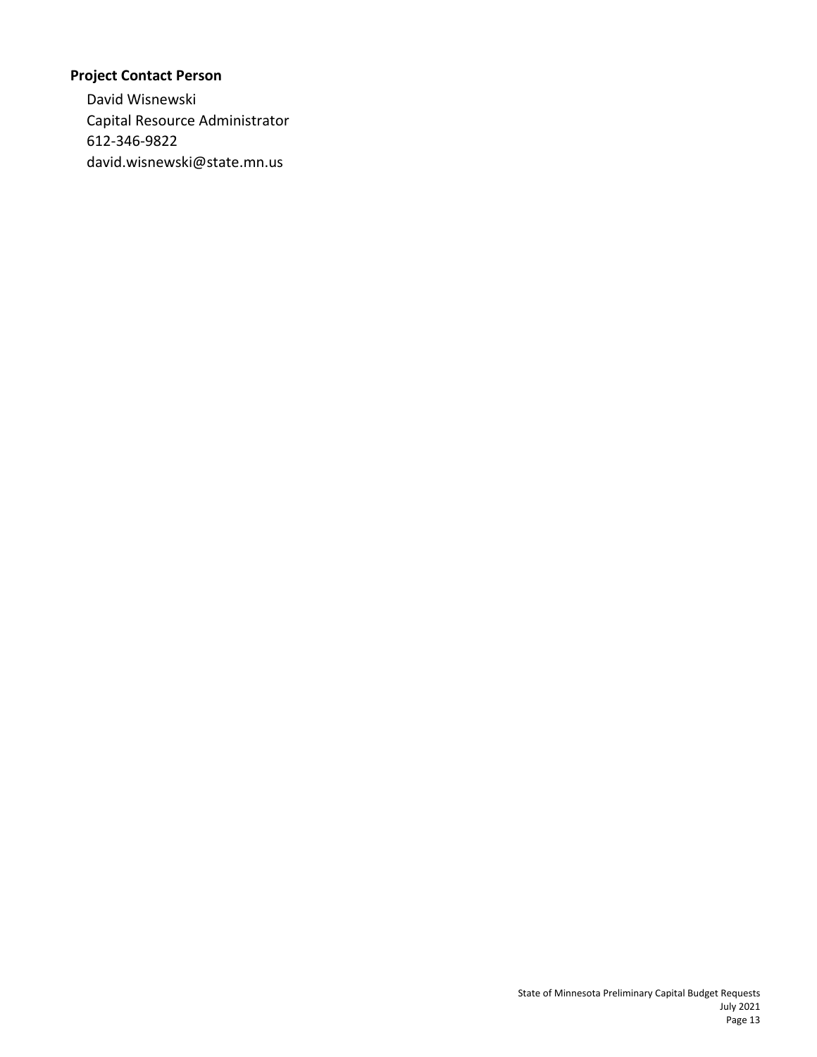### Project Contact Person

David Wisnewski
Capital Resource Administrator
612-346-9822
david.wisnewski@state.mn.us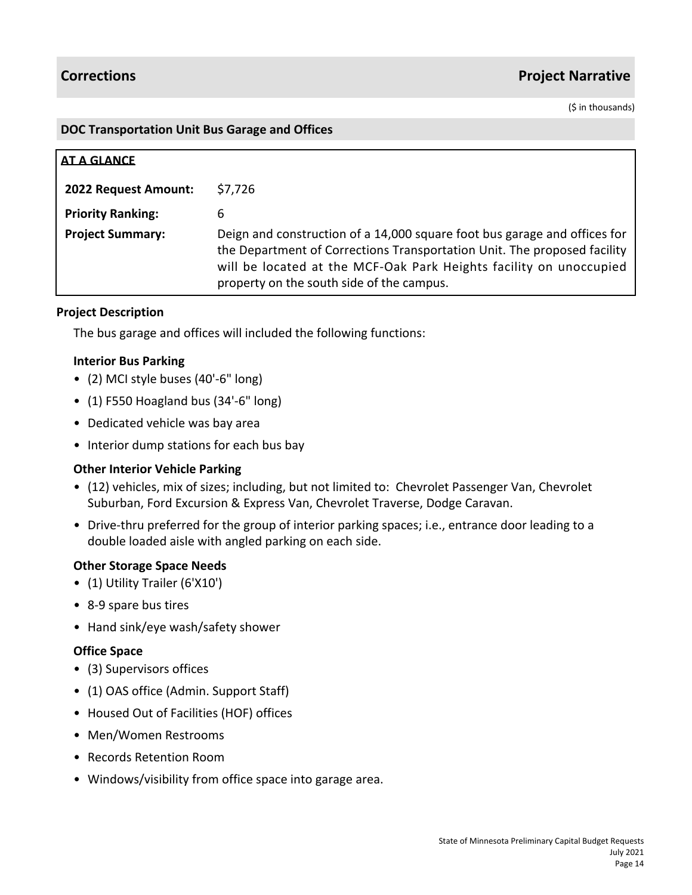## Corrections — Project Narrative

($ in thousands)

### DOC Transportation Unit Bus Garage and Offices

**AT A GLANCE**

| | |
|---|---|
| **2022 Request Amount:** | $7,726 |
| **Priority Ranking:** | 6 |
| **Project Summary:** | Deign and construction of a 14,000 square foot bus garage and offices for the Department of Corrections Transportation Unit. The proposed facility will be located at the MCF-Oak Park Heights facility on unoccupied property on the south side of the campus. |

**Project Description**

The bus garage and offices will included the following functions:

**Interior Bus Parking**

- (2) MCI style buses (40'-6" long)
- (1) F550 Hoagland bus (34'-6" long)
- Dedicated vehicle was bay area
- Interior dump stations for each bus bay

**Other Interior Vehicle Parking**

- (12) vehicles, mix of sizes; including, but not limited to: Chevrolet Passenger Van, Chevrolet Suburban, Ford Excursion & Express Van, Chevrolet Traverse, Dodge Caravan.
- Drive-thru preferred for the group of interior parking spaces; i.e., entrance door leading to a double loaded aisle with angled parking on each side.

**Other Storage Space Needs**

- (1) Utility Trailer (6'X10')
- 8-9 spare bus tires
- Hand sink/eye wash/safety shower

**Office Space**

- (3) Supervisors offices
- (1) OAS office (Admin. Support Staff)
- Housed Out of Facilities (HOF) offices
- Men/Women Restrooms
- Records Retention Room
- Windows/visibility from office space into garage area.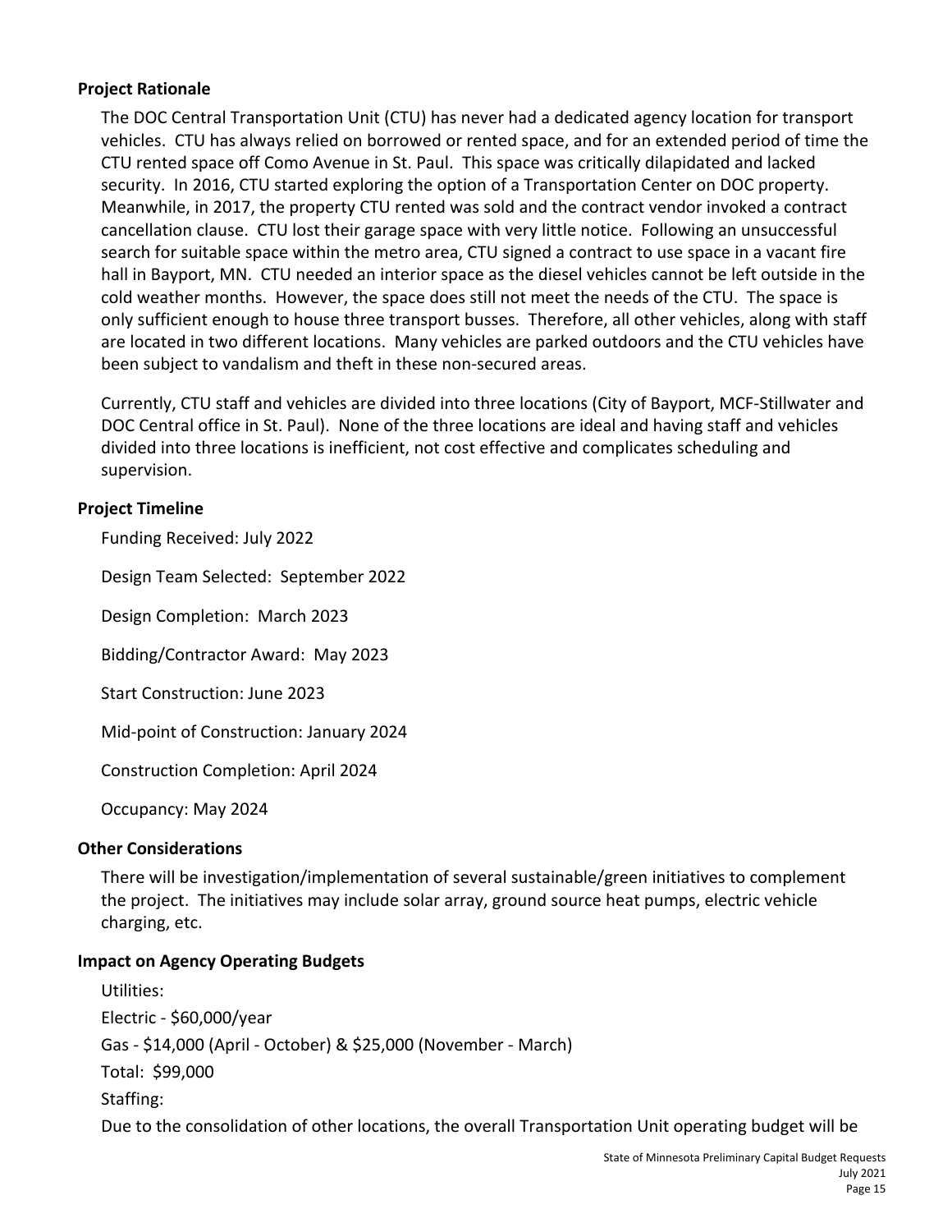### Project Rationale

The DOC Central Transportation Unit (CTU) has never had a dedicated agency location for transport vehicles. CTU has always relied on borrowed or rented space, and for an extended period of time the CTU rented space off Como Avenue in St. Paul. This space was critically dilapidated and lacked security. In 2016, CTU started exploring the option of a Transportation Center on DOC property. Meanwhile, in 2017, the property CTU rented was sold and the contract vendor invoked a contract cancellation clause. CTU lost their garage space with very little notice. Following an unsuccessful search for suitable space within the metro area, CTU signed a contract to use space in a vacant fire hall in Bayport, MN. CTU needed an interior space as the diesel vehicles cannot be left outside in the cold weather months. However, the space does still not meet the needs of the CTU. The space is only sufficient enough to house three transport busses. Therefore, all other vehicles, along with staff are located in two different locations. Many vehicles are parked outdoors and the CTU vehicles have been subject to vandalism and theft in these non-secured areas.

Currently, CTU staff and vehicles are divided into three locations (City of Bayport, MCF-Stillwater and DOC Central office in St. Paul). None of the three locations are ideal and having staff and vehicles divided into three locations is inefficient, not cost effective and complicates scheduling and supervision.

### Project Timeline

Funding Received: July 2022

Design Team Selected: September 2022

Design Completion: March 2023

Bidding/Contractor Award: May 2023

Start Construction: June 2023

Mid-point of Construction: January 2024

Construction Completion: April 2024

Occupancy: May 2024

### Other Considerations

There will be investigation/implementation of several sustainable/green initiatives to complement the project. The initiatives may include solar array, ground source heat pumps, electric vehicle charging, etc.

### Impact on Agency Operating Budgets

Utilities:

Electric - $60,000/year

Gas - $14,000 (April - October) & $25,000 (November - March)

Total: $99,000

Staffing:

Due to the consolidation of other locations, the overall Transportation Unit operating budget will be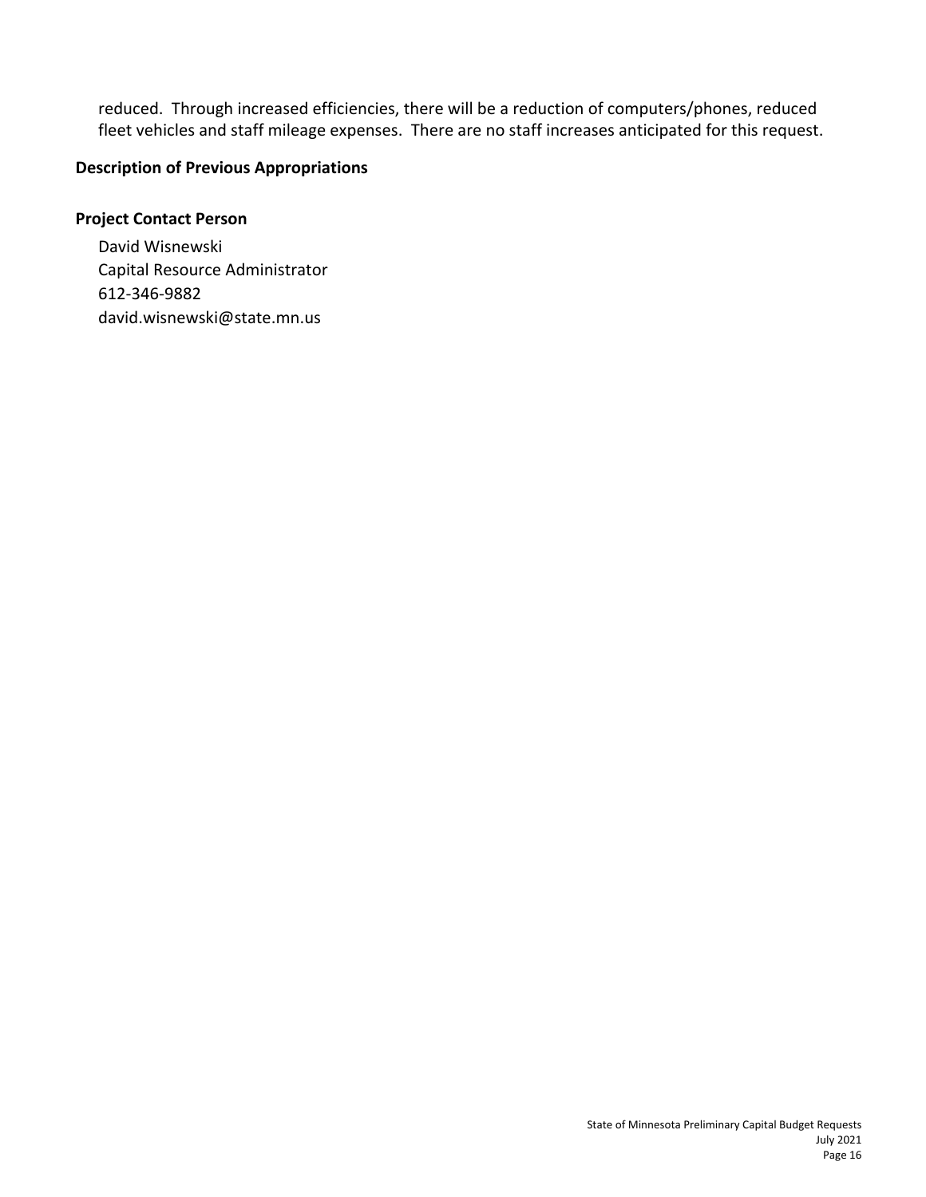reduced. Through increased efficiencies, there will be a reduction of computers/phones, reduced fleet vehicles and staff mileage expenses. There are no staff increases anticipated for this request.

### Description of Previous Appropriations

### Project Contact Person

David Wisnewski
Capital Resource Administrator
612-346-9882
david.wisnewski@state.mn.us